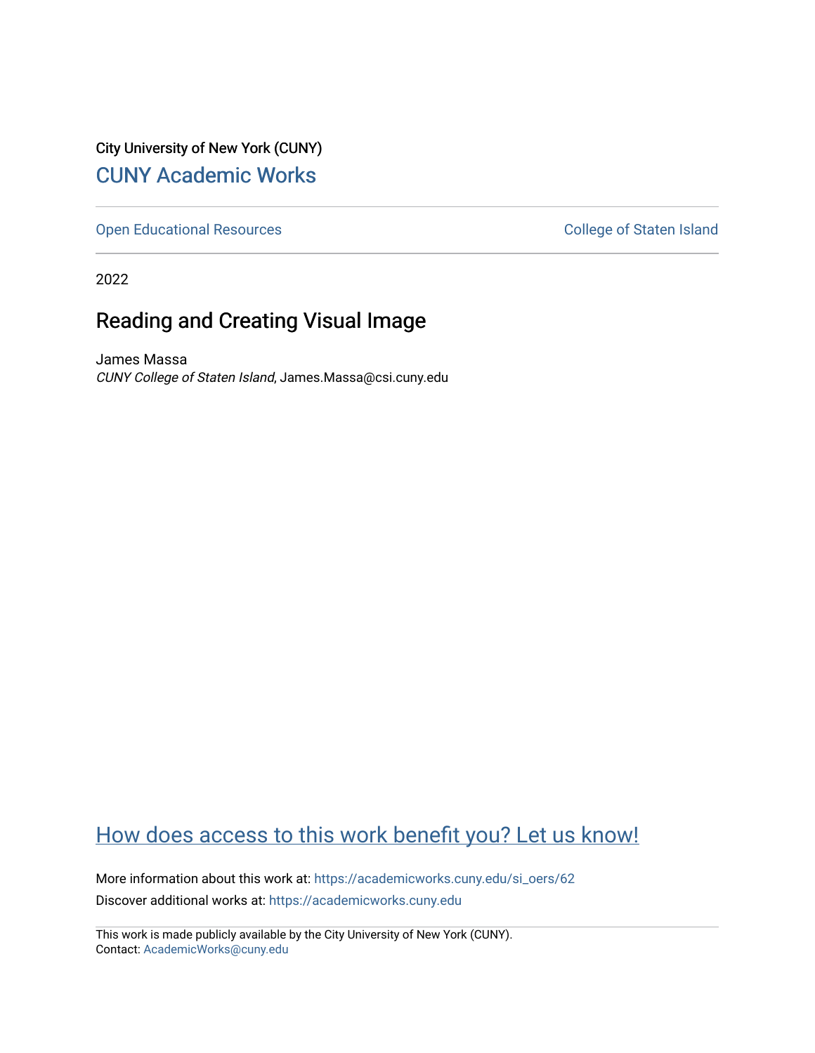City University of New York (CUNY)

CUNY Academic Works

Open Educational Resources

College of Staten Island

2022

# Reading and Creating Visual Image

James Massa
*CUNY College of Staten Island*, James.Massa@csi.cuny.edu

How does access to this work benefit you? Let us know!

More information about this work at: https://academicworks.cuny.edu/si_oers/62
Discover additional works at: https://academicworks.cuny.edu

This work is made publicly available by the City University of New York (CUNY).
Contact: AcademicWorks@cuny.edu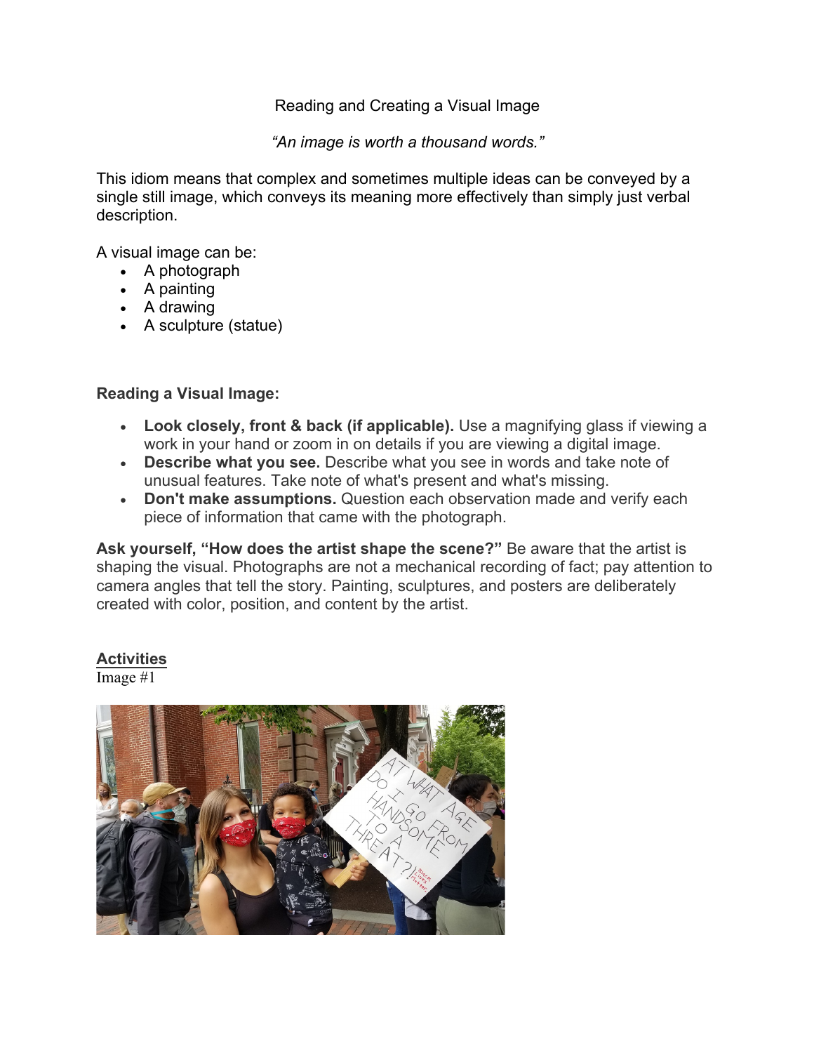Reading and Creating a Visual Image

*"An image is worth a thousand words."*

This idiom means that complex and sometimes multiple ideas can be conveyed by a single still image, which conveys its meaning more effectively than simply just verbal description.

A visual image can be:

- A photograph
- A painting
- A drawing
- A sculpture (statue)

**Reading a Visual Image:**

- **Look closely, front & back (if applicable).** Use a magnifying glass if viewing a work in your hand or zoom in on details if you are viewing a digital image.
- **Describe what you see.** Describe what you see in words and take note of unusual features. Take note of what's present and what's missing.
- **Don't make assumptions.** Question each observation made and verify each piece of information that came with the photograph.

**Ask yourself, "How does the artist shape the scene?"** Be aware that the artist is shaping the visual. Photographs are not a mechanical recording of fact; pay attention to camera angles that tell the story. Painting, sculptures, and posters are deliberately created with color, position, and content by the artist.

## Activities

Image #1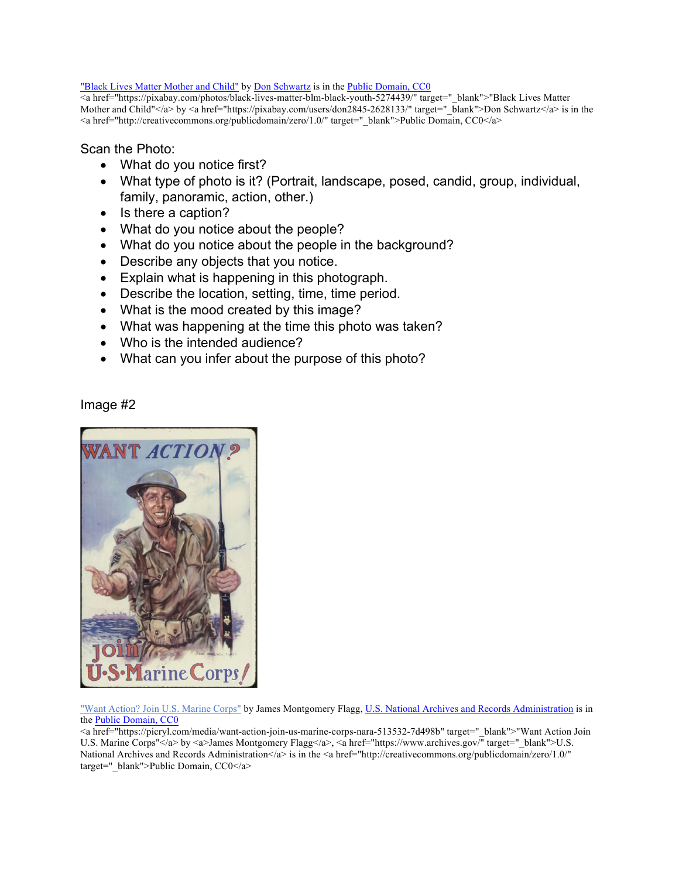"Black Lives Matter Mother and Child" by Don Schwartz is in the Public Domain, CC0
<a href="https://pixabay.com/photos/black-lives-matter-blm-black-youth-5274439/" target="_blank">"Black Lives Matter Mother and Child"</a> by <a href="https://pixabay.com/users/don2845-2628133/" target="_blank">Don Schwartz</a> is in the <a href="http://creativecommons.org/publicdomain/zero/1.0/" target="_blank">Public Domain, CC0</a>

Scan the Photo:

- What do you notice first?
- What type of photo is it? (Portrait, landscape, posed, candid, group, individual, family, panoramic, action, other.)
- Is there a caption?
- What do you notice about the people?
- What do you notice about the people in the background?
- Describe any objects that you notice.
- Explain what is happening in this photograph.
- Describe the location, setting, time, time period.
- What is the mood created by this image?
- What was happening at the time this photo was taken?
- Who is the intended audience?
- What can you infer about the purpose of this photo?

Image #2

"Want Action? Join U.S. Marine Corps" by James Montgomery Flagg, U.S. National Archives and Records Administration is in the Public Domain, CC0
<a href="https://picryl.com/media/want-action-join-us-marine-corps-nara-513532-7d498b" target="_blank">"Want Action Join U.S. Marine Corps"</a> by <a>James Montgomery Flagg</a>, <a href="https://www.archives.gov/" target="_blank">U.S. National Archives and Records Administration</a> is in the <a href="http://creativecommons.org/publicdomain/zero/1.0/" target="_blank">Public Domain, CC0</a>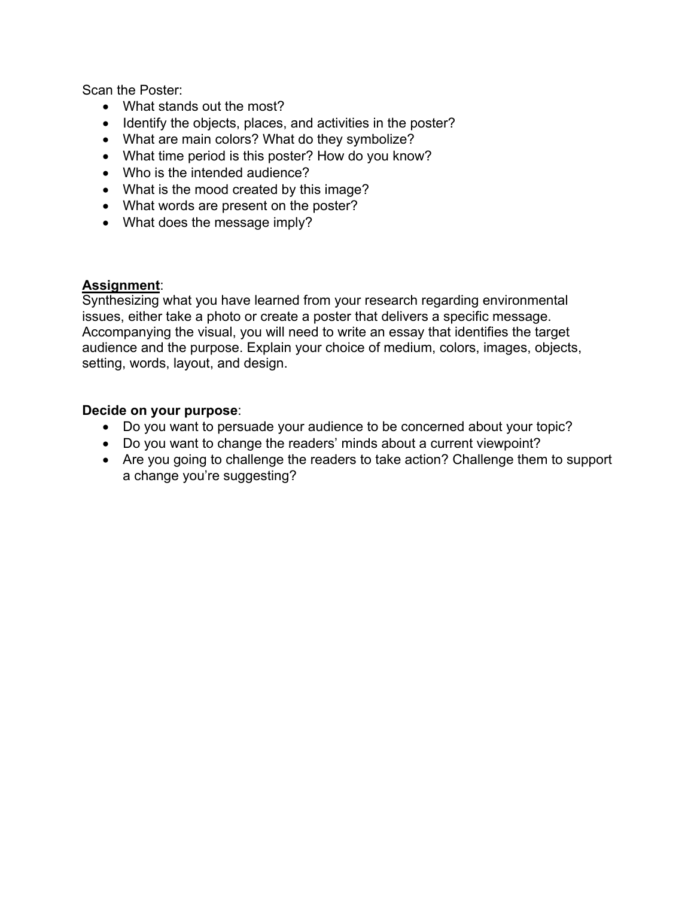Scan the Poster:

- What stands out the most?
- Identify the objects, places, and activities in the poster?
- What are main colors? What do they symbolize?
- What time period is this poster? How do you know?
- Who is the intended audience?
- What is the mood created by this image?
- What words are present on the poster?
- What does the message imply?

**<u>Assignment</u>**:
Synthesizing what you have learned from your research regarding environmental issues, either take a photo or create a poster that delivers a specific message. Accompanying the visual, you will need to write an essay that identifies the target audience and the purpose. Explain your choice of medium, colors, images, objects, setting, words, layout, and design.

**Decide on your purpose**:

- Do you want to persuade your audience to be concerned about your topic?
- Do you want to change the readers' minds about a current viewpoint?
- Are you going to challenge the readers to take action? Challenge them to support a change you're suggesting?